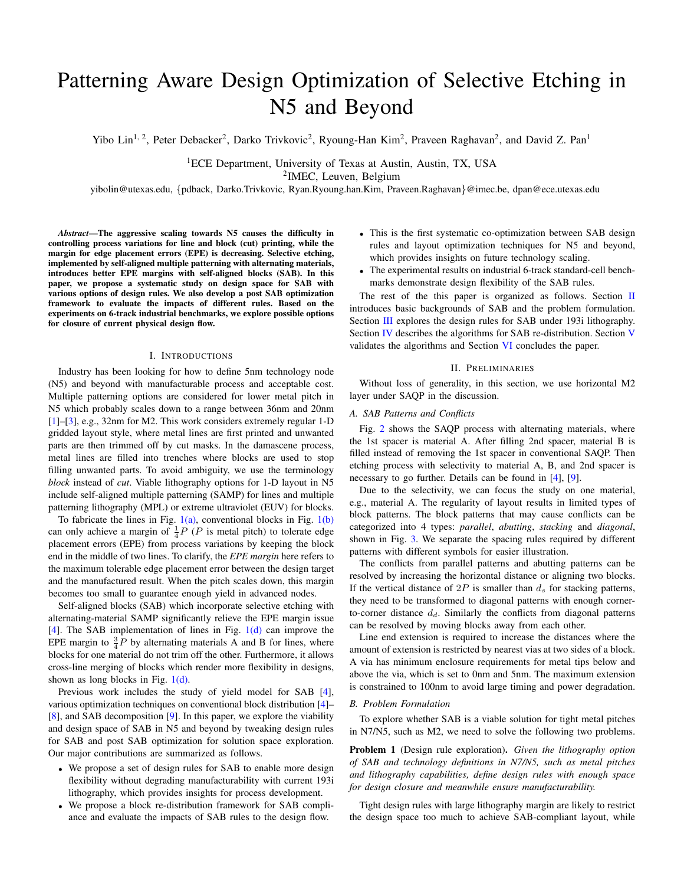# Patterning Aware Design Optimization of Selective Etching in N5 and Beyond

Yibo Lin[1, 2], Peter Debacker[2], Darko Trivkovic[2], Ryoung-Han Kim[2], Praveen Raghavan[2], and David Z. Pan[1]

[1]ECE Department, University of Texas at Austin, Austin, TX, USA
[2]IMEC, Leuven, Belgium
yibolin@utexas.edu, {pdback, Darko.Trivkovic, Ryan.Ryoung.han.Kim, Praveen.Raghavan}@imec.be, dpan@ece.utexas.edu

***Abstract*—The aggressive scaling towards N5 causes the difficulty in controlling process variations for line and block (cut) printing, while the margin for edge placement errors (EPE) is decreasing. Selective etching, implemented by self-aligned multiple patterning with alternating materials, introduces better EPE margins with self-aligned blocks (SAB). In this paper, we propose a systematic study on design space for SAB with various options of design rules. We also develop a post SAB optimization framework to evaluate the impacts of different rules. Based on the experiments on 6-track industrial benchmarks, we explore possible options for closure of current physical design flow.**

## I. Introductions

Industry has been looking for how to define 5nm technology node (N5) and beyond with manufacturable process and acceptable cost. Multiple patterning options are considered for lower metal pitch in N5 which probably scales down to a range between 36nm and 20nm [1]–[3], e.g., 32nm for M2. This work considers extremely regular 1-D gridded layout style, where metal lines are first printed and unwanted parts are then trimmed off by cut masks. In the damascene process, metal lines are filled into trenches where blocks are used to stop filling unwanted parts. To avoid ambiguity, we use the terminology *block* instead of *cut*. Viable lithography options for 1-D layout in N5 include self-aligned multiple patterning (SAMP) for lines and multiple patterning lithography (MPL) or extreme ultraviolet (EUV) for blocks.

To fabricate the lines in Fig. 1(a), conventional blocks in Fig. 1(b) can only achieve a margin of $\frac{1}{4}P$ ($P$ is metal pitch) to tolerate edge placement errors (EPE) from process variations by keeping the block end in the middle of two lines. To clarify, the *EPE margin* here refers to the maximum tolerable edge placement error between the design target and the manufactured result. When the pitch scales down, this margin becomes too small to guarantee enough yield in advanced nodes.

Self-aligned blocks (SAB) which incorporate selective etching with alternating-material SAMP significantly relieve the EPE margin issue [4]. The SAB implementation of lines in Fig. 1(d) can improve the EPE margin to $\frac{3}{4}P$ by alternating materials A and B for lines, where blocks for one material do not trim off the other. Furthermore, it allows cross-line merging of blocks which render more flexibility in designs, shown as long blocks in Fig. 1(d).

Previous work includes the study of yield model for SAB [4], various optimization techniques on conventional block distribution [4]–[8], and SAB decomposition [9]. In this paper, we explore the viability and design space of SAB in N5 and beyond by tweaking design rules for SAB and post SAB optimization for solution space exploration. Our major contributions are summarized as follows.

- We propose a set of design rules for SAB to enable more design flexibility without degrading manufacturability with current 193i lithography, which provides insights for process development.
- We propose a block re-distribution framework for SAB compliance and evaluate the impacts of SAB rules to the design flow.
- This is the first systematic co-optimization between SAB design rules and layout optimization techniques for N5 and beyond, which provides insights on future technology scaling.
- The experimental results on industrial 6-track standard-cell benchmarks demonstrate design flexibility of the SAB rules.

The rest of the this paper is organized as follows. Section II introduces basic backgrounds of SAB and the problem formulation. Section III explores the design rules for SAB under 193i lithography. Section IV describes the algorithms for SAB re-distribution. Section V validates the algorithms and Section VI concludes the paper.

## II. Preliminaries

Without loss of generality, in this section, we use horizontal M2 layer under SAQP in the discussion.

### A. SAB Patterns and Conflicts

Fig. 2 shows the SAQP process with alternating materials, where the 1st spacer is material A. After filling 2nd spacer, material B is filled instead of removing the 1st spacer in conventional SAQP. Then etching process with selectivity to material A, B, and 2nd spacer is necessary to go further. Details can be found in [4], [9].

Due to the selectivity, we can focus the study on one material, e.g., material A. The regularity of layout results in limited types of block patterns. The block patterns that may cause conflicts can be categorized into 4 types: *parallel*, *abutting*, *stacking* and *diagonal*, shown in Fig. 3. We separate the spacing rules required by different patterns with different symbols for easier illustration.

The conflicts from parallel patterns and abutting patterns can be resolved by increasing the horizontal distance or aligning two blocks. If the vertical distance of $2P$ is smaller than $d_s$ for stacking patterns, they need to be transformed to diagonal patterns with enough corner-to-corner distance $d_d$. Similarly the conflicts from diagonal patterns can be resolved by moving blocks away from each other.

Line end extension is required to increase the distances where the amount of extension is restricted by nearest vias at two sides of a block. A via has minimum enclosure requirements for metal tips below and above the via, which is set to 0nm and 5nm. The maximum extension is constrained to 100nm to avoid large timing and power degradation.

### B. Problem Formulation

To explore whether SAB is a viable solution for tight metal pitches in N7/N5, such as M2, we need to solve the following two problems.

**Problem 1** (Design rule exploration). *Given the lithography option of SAB and technology definitions in N7/N5, such as metal pitches and lithography capabilities, define design rules with enough space for design closure and meanwhile ensure manufacturability.*

Tight design rules with large lithography margin are likely to restrict the design space too much to achieve SAB-compliant layout, while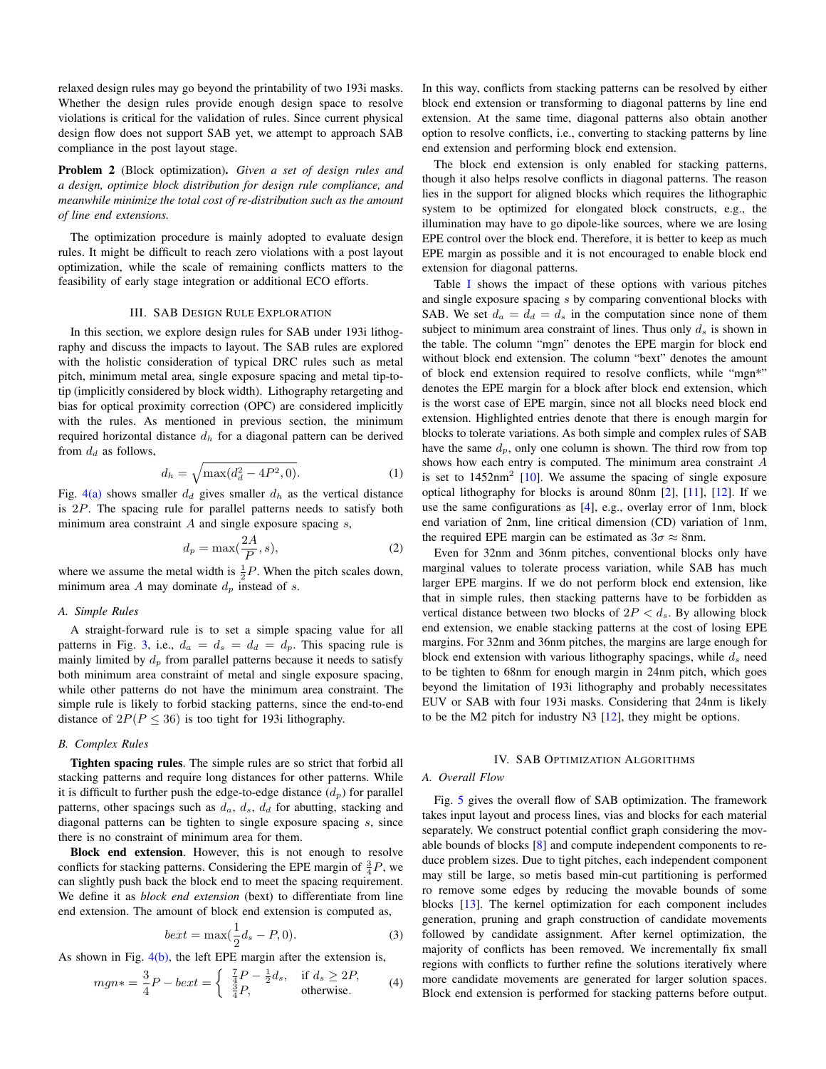relaxed design rules may go beyond the printability of two 193i masks. Whether the design rules provide enough design space to resolve violations is critical for the validation of rules. Since current physical design flow does not support SAB yet, we attempt to approach SAB compliance in the post layout stage.

**Problem 2** (Block optimization)**.** *Given a set of design rules and a design, optimize block distribution for design rule compliance, and meanwhile minimize the total cost of re-distribution such as the amount of line end extensions.*

The optimization procedure is mainly adopted to evaluate design rules. It might be difficult to reach zero violations with a post layout optimization, while the scale of remaining conflicts matters to the feasibility of early stage integration or additional ECO efforts.

## III. SAB Design Rule Exploration

In this section, we explore design rules for SAB under 193i lithography and discuss the impacts to layout. The SAB rules are explored with the holistic consideration of typical DRC rules such as metal pitch, minimum metal area, single exposure spacing and metal tip-to-tip (implicitly considered by block width). Lithography retargeting and bias for optical proximity correction (OPC) are considered implicitly with the rules. As mentioned in previous section, the minimum required horizontal distance $d_h$ for a diagonal pattern can be derived from $d_d$ as follows,

$$d_h = \sqrt{\max(d_d^2 - 4P^2, 0)}. \tag{1}$$

Fig. 4(a) shows smaller $d_d$ gives smaller $d_h$ as the vertical distance is $2P$. The spacing rule for parallel patterns needs to satisfy both minimum area constraint $A$ and single exposure spacing $s$,

$$d_p = \max(\frac{2A}{P}, s), \tag{2}$$

where we assume the metal width is $\frac{1}{2}P$. When the pitch scales down, minimum area $A$ may dominate $d_p$ instead of $s$.

### A. Simple Rules

A straight-forward rule is to set a simple spacing value for all patterns in Fig. 3, i.e., $d_a = d_s = d_d = d_p$. This spacing rule is mainly limited by $d_p$ from parallel patterns because it needs to satisfy both minimum area constraint of metal and single exposure spacing, while other patterns do not have the minimum area constraint. The simple rule is likely to forbid stacking patterns, since the end-to-end distance of $2P (P \leq 36)$ is too tight for 193i lithography.

### B. Complex Rules

**Tighten spacing rules**. The simple rules are so strict that forbid all stacking patterns and require long distances for other patterns. While it is difficult to further push the edge-to-edge distance ($d_p$) for parallel patterns, other spacings such as $d_a$, $d_s$, $d_d$ for abutting, stacking and diagonal patterns can be tighten to single exposure spacing $s$, since there is no constraint of minimum area for them.

**Block end extension**. However, this is not enough to resolve conflicts for stacking patterns. Considering the EPE margin of $\frac{3}{4}P$, we can slightly push back the block end to meet the spacing requirement. We define it as *block end extension* (bext) to differentiate from line end extension. The amount of block end extension is computed as,

$$bext = \max(\frac{1}{2}d_s - P, 0). \tag{3}$$

As shown in Fig. 4(b), the left EPE margin after the extension is,

$$mgn* = \frac{3}{4}P - bext = \begin{cases} \frac{7}{4}P - \frac{1}{2}d_s, & \text{if } d_s \geq 2P, \\ \frac{3}{4}P, & \text{otherwise.} \end{cases} \tag{4}$$

In this way, conflicts from stacking patterns can be resolved by either block end extension or transforming to diagonal patterns by line end extension. At the same time, diagonal patterns also obtain another option to resolve conflicts, i.e., converting to stacking patterns by line end extension and performing block end extension.

The block end extension is only enabled for stacking patterns, though it also helps resolve conflicts in diagonal patterns. The reason lies in the support for aligned blocks which requires the lithographic system to be optimized for elongated block constructs, e.g., the illumination may have to go dipole-like sources, where we are losing EPE control over the block end. Therefore, it is better to keep as much EPE margin as possible and it is not encouraged to enable block end extension for diagonal patterns.

Table I shows the impact of these options with various pitches and single exposure spacing $s$ by comparing conventional blocks with SAB. We set $d_a = d_d = d_s$ in the computation since none of them subject to minimum area constraint of lines. Thus only $d_s$ is shown in the table. The column "mgn" denotes the EPE margin for block end without block end extension. The column "bext" denotes the amount of block end extension required to resolve conflicts, while "mgn*" denotes the EPE margin for a block after block end extension, which is the worst case of EPE margin, since not all blocks need block end extension. Highlighted entries denote that there is enough margin for blocks to tolerate variations. As both simple and complex rules of SAB have the same $d_p$, only one column is shown. The third row from top shows how each entry is computed. The minimum area constraint $A$ is set to 1452nm$^2$ [10]. We assume the spacing of single exposure optical lithography for blocks is around 80nm [2], [11], [12]. If we use the same configurations as [4], e.g., overlay error of 1nm, block end variation of 2nm, line critical dimension (CD) variation of 1nm, the required EPE margin can be estimated as $3\sigma \approx 8$nm.

Even for 32nm and 36nm pitches, conventional blocks only have marginal values to tolerate process variation, while SAB has much larger EPE margins. If we do not perform block end extension, like that in simple rules, then stacking patterns have to be forbidden as vertical distance between two blocks of $2P < d_s$. By allowing block end extension, we enable stacking patterns at the cost of losing EPE margins. For 32nm and 36nm pitches, the margins are large enough for block end extension with various lithography spacings, while $d_s$ need to be tighten to 68nm for enough margin in 24nm pitch, which goes beyond the limitation of 193i lithography and probably necessitates EUV or SAB with four 193i masks. Considering that 24nm is likely to be the M2 pitch for industry N3 [12], they might be options.

## IV. SAB Optimization Algorithms

### A. Overall Flow

Fig. 5 gives the overall flow of SAB optimization. The framework takes input layout and process lines, vias and blocks for each material separately. We construct potential conflict graph considering the movable bounds of blocks [8] and compute independent components to reduce problem sizes. Due to tight pitches, each independent component may still be large, so metis based min-cut partitioning is performed ro remove some edges by reducing the movable bounds of some blocks [13]. The kernel optimization for each component includes generation, pruning and graph construction of candidate movements followed by candidate assignment. After kernel optimization, the majority of conflicts has been removed. We incrementally fix small regions with conflicts to further refine the solutions iteratively where more candidate movements are generated for larger solution spaces. Block end extension is performed for stacking patterns before output.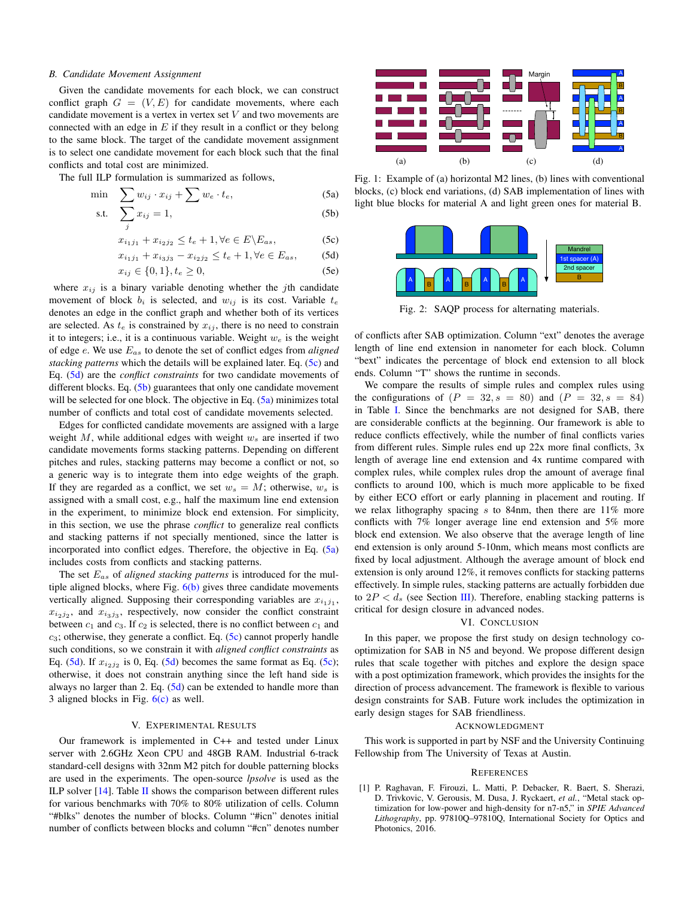### B. Candidate Movement Assignment

Given the candidate movements for each block, we can construct conflict graph $G = (V, E)$ for candidate movements, where each candidate movement is a vertex in vertex set $V$ and two movements are connected with an edge in $E$ if they result in a conflict or they belong to the same block. The target of the candidate movement assignment is to select one candidate movement for each block such that the final conflicts and total cost are minimized.

The full ILP formulation is summarized as follows,

$$\min \quad \sum w_{ij} \cdot x_{ij} + \sum w_e \cdot t_e, \tag{5a}$$

$$\text{s.t.} \quad \sum_j x_{ij} = 1, \tag{5b}$$

$$x_{i_1 j_1} + x_{i_2 j_2} \leq t_e + 1, \forall e \in E \backslash E_{as}, \tag{5c}$$

$$x_{i_1 j_1} + x_{i_3 j_3} - x_{i_2 j_2} \leq t_e + 1, \forall e \in E_{as}, \tag{5d}$$

$$x_{ij} \in \{0, 1\}, t_e \geq 0, \tag{5e}$$

where $x_{ij}$ is a binary variable denoting whether the $j$th candidate movement of block $b_i$ is selected, and $w_{ij}$ is its cost. Variable $t_e$ denotes an edge in the conflict graph and whether both of its vertices are selected. As $t_e$ is constrained by $x_{ij}$, there is no need to constrain it to integers; i.e., it is a continuous variable. Weight $w_e$ is the weight of edge $e$. We use $E_{as}$ to denote the set of conflict edges from *aligned stacking patterns* which the details will be explained later. Eq. (5c) and Eq. (5d) are the *conflict constraints* for two candidate movements of different blocks. Eq. (5b) guarantees that only one candidate movement will be selected for one block. The objective in Eq. (5a) minimizes total number of conflicts and total cost of candidate movements selected.

Edges for conflicted candidate movements are assigned with a large weight $M$, while additional edges with weight $w_s$ are inserted if two candidate movements forms stacking patterns. Depending on different pitches and rules, stacking patterns may become a conflict or not, so a generic way is to integrate them into edge weights of the graph. If they are regarded as a conflict, we set $w_s = M$; otherwise, $w_s$ is assigned with a small cost, e.g., half the maximum line end extension in the experiment, to minimize block end extension. For simplicity, in this section, we use the phrase *conflict* to generalize real conflicts and stacking patterns if not specially mentioned, since the latter is incorporated into conflict edges. Therefore, the objective in Eq. (5a) includes costs from conflicts and stacking patterns.

The set $E_{as}$ of *aligned stacking patterns* is introduced for the multiple aligned blocks, where Fig. 6(b) gives three candidate movements vertically aligned. Supposing their corresponding variables are $x_{i_1 j_1}$, $x_{i_2 j_2}$, and $x_{i_3 j_3}$, respectively, now consider the conflict constraint between $c_1$ and $c_3$. If $c_2$ is selected, there is no conflict between $c_1$ and $c_3$; otherwise, they generate a conflict. Eq. (5c) cannot properly handle such conditions, so we constrain it with *aligned conflict constraints* as Eq. (5d). If $x_{i_2 j_2}$ is 0, Eq. (5d) becomes the same format as Eq. (5c); otherwise, it does not constrain anything since the left hand side is always no larger than 2. Eq. (5d) can be extended to handle more than 3 aligned blocks in Fig. 6(c) as well.

## V. Experimental Results

Our framework is implemented in C++ and tested under Linux server with 2.6GHz Xeon CPU and 48GB RAM. Industrial 6-track standard-cell designs with 32nm M2 pitch for double patterning blocks are used in the experiments. The open-source *lpsolve* is used as the ILP solver [14]. Table II shows the comparison between different rules for various benchmarks with 70% to 80% utilization of cells. Column "#blks" denotes the number of blocks. Column "#icn" denotes initial number of conflicts between blocks and column "#cn" denotes number of conflicts after SAB optimization. Column "ext" denotes the average length of line end extension in nanometer for each block. Column "bext" indicates the percentage of block end extension to all block ends. Column "T" shows the runtime in seconds.

Fig. 1: Example of (a) horizontal M2 lines, (b) lines with conventional blocks, (c) block end variations, (d) SAB implementation of lines with light blue blocks for material A and light green ones for material B.

Fig. 2: SAQP process for alternating materials.

We compare the results of simple rules and complex rules using the configurations of $(P = 32, s = 80)$ and $(P = 32, s = 84)$ in Table I. Since the benchmarks are not designed for SAB, there are considerable conflicts at the beginning. Our framework is able to reduce conflicts effectively, while the number of final conflicts varies from different rules. Simple rules end up 22x more final conflicts, 3x length of average line end extension and 4x runtime compared with complex rules, while complex rules drop the amount of average final conflicts to around 100, which is much more applicable to be fixed by either ECO effort or early planning in placement and routing. If we relax lithography spacing $s$ to 84nm, then there are 11% more conflicts with 7% longer average line end extension and 5% more block end extension. We also observe that the average length of line end extension is only around 5-10nm, which means most conflicts are fixed by local adjustment. Although the average amount of block end extension is only around 12%, it removes conflicts for stacking patterns effectively. In simple rules, stacking patterns are actually forbidden due to $2P < d_s$ (see Section III). Therefore, enabling stacking patterns is critical for design closure in advanced nodes.

## VI. Conclusion

In this paper, we propose the first study on design technology co-optimization for SAB in N5 and beyond. We propose different design rules that scale together with pitches and explore the design space with a post optimization framework, which provides the insights for the direction of process advancement. The framework is flexible to various design constraints for SAB. Future work includes the optimization in early design stages for SAB friendliness.

## Acknowledgment

This work is supported in part by NSF and the University Continuing Fellowship from The University of Texas at Austin.

## References

[1] P. Raghavan, F. Firouzi, L. Matti, P. Debacker, R. Baert, S. Sherazi, D. Trivkovic, V. Gerousis, M. Dusa, J. Ryckaert, *et al.*, "Metal stack optimization for low-power and high-density for n7-n5," in *SPIE Advanced Lithography*, pp. 97810Q–97810Q, International Society for Optics and Photonics, 2016.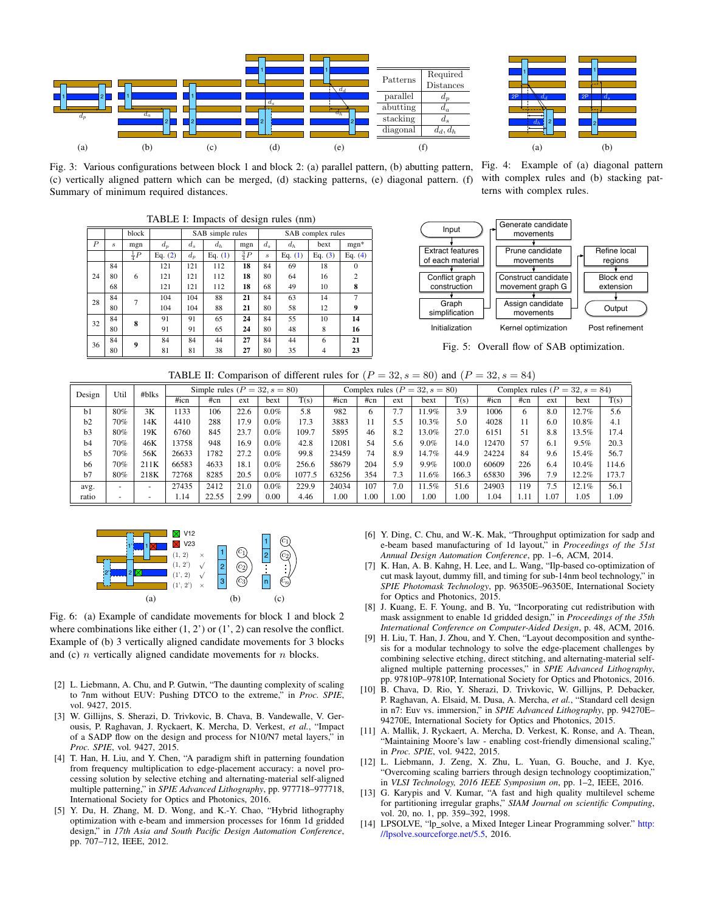Fig. 3: Various configurations between block 1 and block 2: (a) parallel pattern, (b) abutting pattern, (c) vertically aligned pattern which can be merged, (d) stacking patterns, (e) diagonal pattern. (f) Summary of minimum required distances.

| Patterns | Required Distances |
|---|---|
| parallel | $d_p$ |
| abutting | $d_a$ |
| stacking | $d_s$ |
| diagonal | $d_d, d_h$ |

Fig. 4: Example of (a) diagonal pattern with complex rules and (b) stacking patterns with complex rules.

TABLE I: Impacts of design rules (nm)

| $P$ | $s$ | block mgn | | SAB simple rules | | | SAB complex rules | | | |
|---|---|---|---|---|---|---|---|---|---|---|
| | | $\frac{1}{4}P$ | $d_p$ Eq. (2) | $d_s$ $d_p$ | $d_h$ Eq. (1) | mgn $\frac{3}{4}P$ | $d_s$ $s$ | $d_h$ Eq. (1) | bext Eq. (3) | mgn* Eq. (4) |
| 24 | 84 | 6 | 121 | 121 | 112 | **18** | 84 | 69 | 18 | 0 |
| | 80 | | 121 | 121 | 112 | **18** | 80 | 64 | 16 | 2 |
| | 68 | | 121 | 121 | 112 | **18** | 68 | 49 | 10 | **8** |
| 28 | 84 | 7 | 104 | 104 | 88 | **21** | 84 | 63 | 14 | 7 |
| | 80 | | 104 | 104 | 88 | **21** | 80 | 58 | 12 | **9** |
| 32 | 84 | **8** | 91 | 91 | 65 | **24** | 84 | 55 | 10 | **14** |
| | 80 | | 91 | 91 | 65 | **24** | 80 | 48 | 8 | **16** |
| 36 | 84 | **9** | 84 | 84 | 44 | **27** | 84 | 44 | 6 | **21** |
| | 80 | | 81 | 81 | 38 | **27** | 80 | 35 | 4 | **23** |

Input → Extract features of each material → Conflict graph construction → Graph simplification (Initialization)

Generate candidate movements → Prune candidate movements → Construct candidate movement graph G → Assign candidate movements (Kernel optimization)

Refine local regions → Block end extension → Output (Post refinement)

Fig. 5: Overall flow of SAB optimization.

TABLE II: Comparison of different rules for ($P = 32, s = 80$) and ($P = 32, s = 84$)

| Design | Util | #blks | Simple rules ($P = 32, s = 80$) | | | | | Complex rules ($P = 32, s = 80$) | | | | | Complex rules ($P = 32, s = 84$) | | | | |
|---|---|---|---|---|---|---|---|---|---|---|---|---|---|---|---|---|---|
| | | | #icn | #cn | ext | bext | T(s) | #icn | #cn | ext | bext | T(s) | #icn | #cn | ext | bext | T(s) |
| b1 | 80% | 3K | 1133 | 106 | 22.6 | 0.0% | 5.8 | 982 | 6 | 7.7 | 11.9% | 3.9 | 1006 | 6 | 8.0 | 12.7% | 5.6 |
| b2 | 70% | 14K | 4410 | 288 | 17.9 | 0.0% | 17.3 | 3883 | 11 | 5.5 | 10.3% | 5.0 | 4028 | 11 | 6.0 | 10.8% | 4.1 |
| b3 | 80% | 19K | 6760 | 845 | 23.7 | 0.0% | 109.7 | 5895 | 46 | 8.2 | 13.0% | 27.0 | 6151 | 51 | 8.8 | 13.5% | 17.4 |
| b4 | 70% | 46K | 13758 | 948 | 16.9 | 0.0% | 42.8 | 12081 | 54 | 5.6 | 9.0% | 14.0 | 12470 | 57 | 6.1 | 9.5% | 20.3 |
| b5 | 70% | 56K | 26633 | 1782 | 27.2 | 0.0% | 99.8 | 23459 | 74 | 8.9 | 14.7% | 44.9 | 24224 | 84 | 9.6 | 15.4% | 56.7 |
| b6 | 70% | 211K | 66583 | 4633 | 18.1 | 0.0% | 256.6 | 58679 | 204 | 5.9 | 9.9% | 100.0 | 60609 | 226 | 6.4 | 10.4% | 114.6 |
| b7 | 80% | 218K | 72768 | 8285 | 20.5 | 0.0% | 1077.5 | 63256 | 354 | 7.3 | 11.6% | 166.3 | 65830 | 396 | 7.9 | 12.2% | 173.7 |
| avg. | - | - | 27435 | 2412 | 21.0 | 0.0% | 229.9 | 24034 | 107 | 7.0 | 11.5% | 51.6 | 24903 | 119 | 7.5 | 12.1% | 56.1 |
| ratio | - | - | 1.14 | 22.55 | 2.99 | 0.00 | 4.46 | 1.00 | 1.00 | 1.00 | 1.00 | 1.00 | 1.04 | 1.11 | 1.07 | 1.05 | 1.09 |

Fig. 6: (a) Example of candidate movements for block 1 and block 2 where combinations like either (1, 2') or (1', 2) can resolve the conflict. Example of (b) 3 vertically aligned candidate movements for 3 blocks and (c) $n$ vertically aligned candidate movements for $n$ blocks.

[2] L. Liebmann, A. Chu, and P. Gutwin, "The daunting complexity of scaling to 7nm without EUV: Pushing DTCO to the extreme," in *Proc. SPIE*, vol. 9427, 2015.

[3] W. Gillijns, S. Sherazi, D. Trivkovic, B. Chava, B. Vandewalle, V. Gerousis, P. Raghavan, J. Ryckaert, K. Mercha, D. Verkest, *et al.*, "Impact of a SADP flow on the design and process for N10/N7 metal layers," in *Proc. SPIE*, vol. 9427, 2015.

[4] T. Han, H. Liu, and Y. Chen, "A paradigm shift in patterning foundation from frequency multiplication to edge-placement accuracy: a novel processing solution by selective etching and alternating-material self-aligned multiple patterning," in *SPIE Advanced Lithography*, pp. 977718–977718, International Society for Optics and Photonics, 2016.

[5] Y. Du, H. Zhang, M. D. Wong, and K.-Y. Chao, "Hybrid lithography optimization with e-beam and immersion processes for 16nm 1d gridded design," in *17th Asia and South Pacific Design Automation Conference*, pp. 707–712, IEEE, 2012.

[6] Y. Ding, C. Chu, and W.-K. Mak, "Throughput optimization for sadp and e-beam based manufacturing of 1d layout," in *Proceedings of the 51st Annual Design Automation Conference*, pp. 1–6, ACM, 2014.

[7] K. Han, A. B. Kahng, H. Lee, and L. Wang, "Ilp-based co-optimization of cut mask layout, dummy fill, and timing for sub-14nm beol technology," in *SPIE Photomask Technology*, pp. 96350E–96350E, International Society for Optics and Photonics, 2015.

[8] J. Kuang, E. F. Young, and B. Yu, "Incorporating cut redistribution with mask assignment to enable 1d gridded design," in *Proceedings of the 35th International Conference on Computer-Aided Design*, p. 48, ACM, 2016.

[9] H. Liu, T. Han, J. Zhou, and Y. Chen, "Layout decomposition and synthesis for a modular technology to solve the edge-placement challenges by combining selective etching, direct stitching, and alternating-material self-aligned multiple patterning processes," in *SPIE Advanced Lithography*, pp. 97810P–97810P, International Society for Optics and Photonics, 2016.

[10] B. Chava, D. Rio, Y. Sherazi, D. Trivkovic, W. Gillijns, P. Debacker, P. Raghavan, A. Elsaid, M. Dusa, A. Mercha, *et al.*, "Standard cell design in n7: Euv vs. immersion," in *SPIE Advanced Lithography*, pp. 94270E–94270E, International Society for Optics and Photonics, 2015.

[11] A. Mallik, J. Ryckaert, A. Mercha, D. Verkest, K. Ronse, and A. Thean, "Maintaining Moore's law - enabling cost-friendly dimensional scaling," in *Proc. SPIE*, vol. 9422, 2015.

[12] L. Liebmann, J. Zeng, X. Zhu, L. Yuan, G. Bouche, and J. Kye, "Overcoming scaling barriers through design technology cooptimization," in *VLSI Technology, 2016 IEEE Symposium on*, pp. 1–2, IEEE, 2016.

[13] G. Karypis and V. Kumar, "A fast and high quality multilevel scheme for partitioning irregular graphs," *SIAM Journal on scientific Computing*, vol. 20, no. 1, pp. 359–392, 1998.

[14] LPSOLVE, "lp_solve, a Mixed Integer Linear Programming solver." http://lpsolve.sourceforge.net/5.5, 2016.